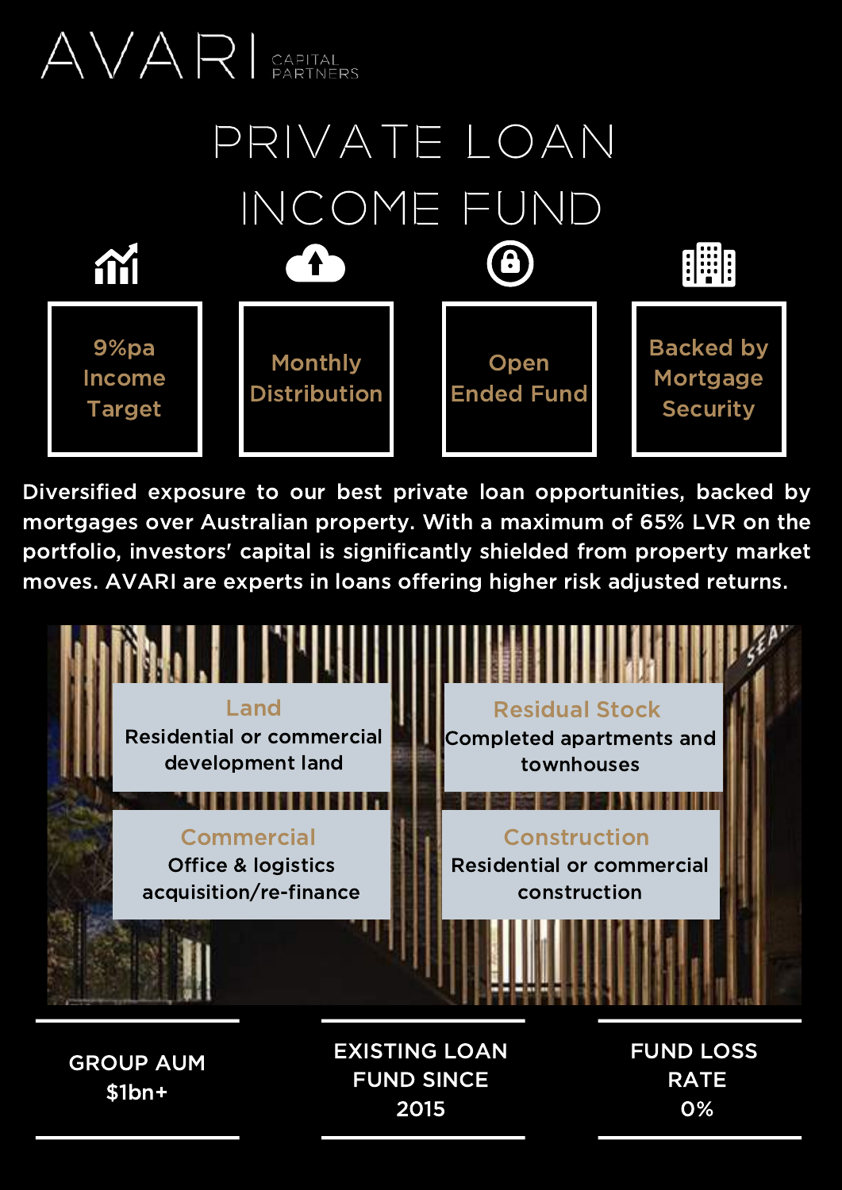AVARI CAPITAL PARTNERS

# PRIVATE LOAN INCOME FUND

- 9%pa Income Target
- Monthly Distribution
- Open Ended Fund
- Backed by Mortgage Security

Diversified exposure to our best private loan opportunities, backed by mortgages over Australian property. With a maximum of 65% LVR on the portfolio, investors' capital is significantly shielded from property market moves. AVARI are experts in loans offering higher risk adjusted returns.

**Land**
Residential or commercial development land

**Residual Stock**
Completed apartments and townhouses

**Commercial**
Office & logistics acquisition/re-finance

**Construction**
Residential or commercial construction

GROUP AUM $1bn+

EXISTING LOAN FUND SINCE 2015

FUND LOSS RATE 0%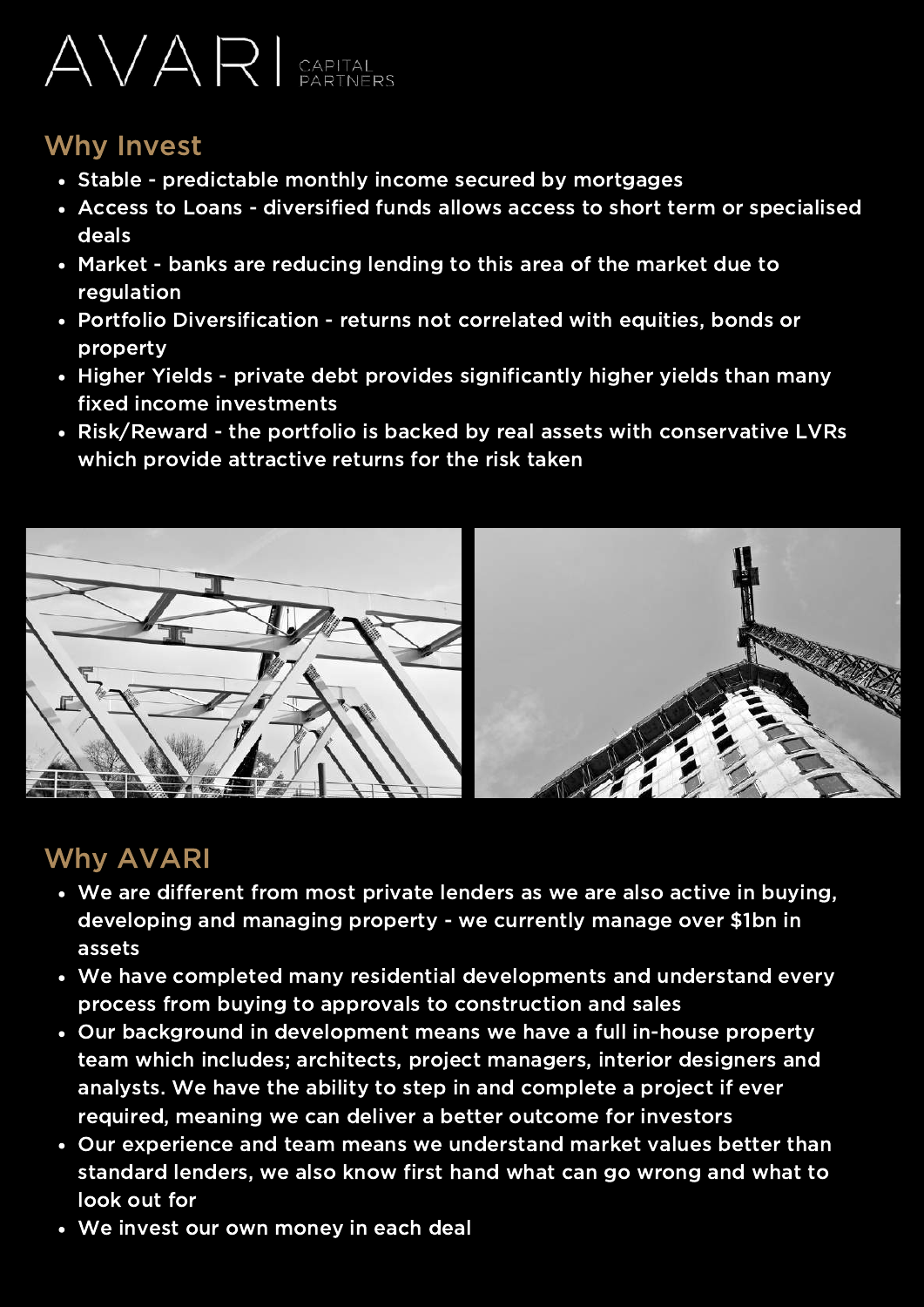AVARI CAPITAL PARTNERS

## Why Invest

- Stable - predictable monthly income secured by mortgages
- Access to Loans - diversified funds allows access to short term or specialised deals
- Market - banks are reducing lending to this area of the market due to regulation
- Portfolio Diversification - returns not correlated with equities, bonds or property
- Higher Yields - private debt provides significantly higher yields than many fixed income investments
- Risk/Reward - the portfolio is backed by real assets with conservative LVRs which provide attractive returns for the risk taken

## Why AVARI

- We are different from most private lenders as we are also active in buying, developing and managing property - we currently manage over $1bn in assets
- We have completed many residential developments and understand every process from buying to approvals to construction and sales
- Our background in development means we have a full in-house property team which includes; architects, project managers, interior designers and analysts. We have the ability to step in and complete a project if ever required, meaning we can deliver a better outcome for investors
- Our experience and team means we understand market values better than standard lenders, we also know first hand what can go wrong and what to look out for
- We invest our own money in each deal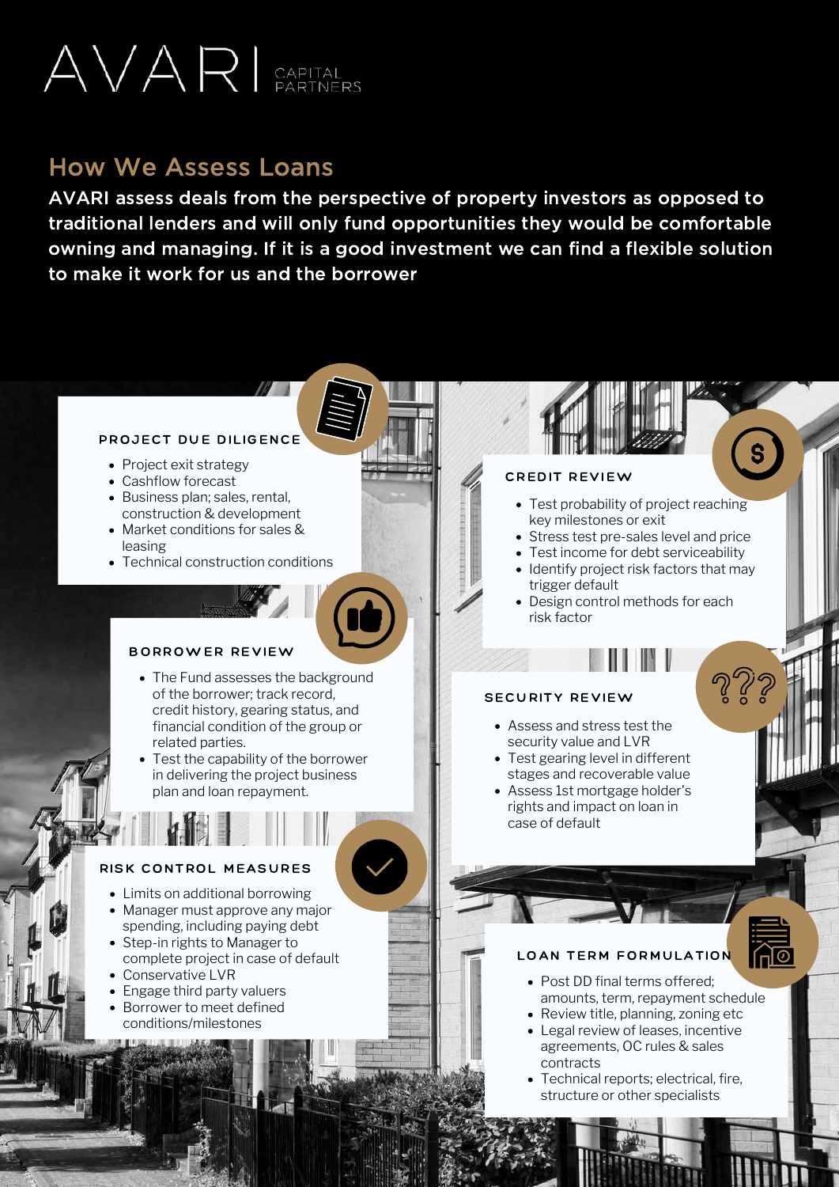# AVARI CAPITAL PARTNERS

## How We Assess Loans

**AVARI assess deals from the perspective of property investors as opposed to traditional lenders and will only fund opportunities they would be comfortable owning and managing. If it is a good investment we can find a flexible solution to make it work for us and the borrower**

### PROJECT DUE DILIGENCE

- Project exit strategy
- Cashflow forecast
- Business plan; sales, rental, construction & development
- Market conditions for sales & leasing
- Technical construction conditions

### CREDIT REVIEW

- Test probability of project reaching key milestones or exit
- Stress test pre-sales level and price
- Test income for debt serviceability
- Identify project risk factors that may trigger default
- Design control methods for each risk factor

### BORROWER REVIEW

- The Fund assesses the background of the borrower; track record, credit history, gearing status, and financial condition of the group or related parties.
- Test the capability of the borrower in delivering the project business plan and loan repayment.

### SECURITY REVIEW

- Assess and stress test the security value and LVR
- Test gearing level in different stages and recoverable value
- Assess 1st mortgage holder's rights and impact on loan in case of default

### RISK CONTROL MEASURES

- Limits on additional borrowing
- Manager must approve any major spending, including paying debt
- Step-in rights to Manager to complete project in case of default
- Conservative LVR
- Engage third party valuers
- Borrower to meet defined conditions/milestones

### LOAN TERM FORMULATION

- Post DD final terms offered; amounts, term, repayment schedule
- Review title, planning, zoning etc
- Legal review of leases, incentive agreements, OC rules & sales contracts
- Technical reports; electrical, fire, structure or other specialists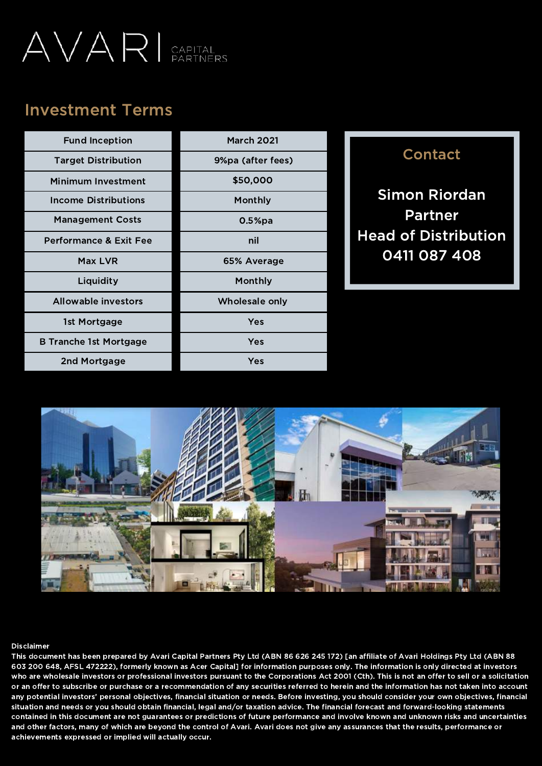AVARI CAPITAL PARTNERS

## Investment Terms

| | |
|---|---|
| Fund Inception | March 2021 |
| Target Distribution | 9%pa (after fees) |
| Minimum Investment | $50,000 |
| Income Distributions | Monthly |
| Management Costs | 0.5%pa |
| Performance & Exit Fee | nil |
| Max LVR | 65% Average |
| Liquidity | Monthly |
| Allowable investors | Wholesale only |
| 1st Mortgage | Yes |
| B Tranche 1st Mortgage | Yes |
| 2nd Mortgage | Yes |

### Contact

Simon Riordan
Partner
Head of Distribution
0411 087 408

**Disclaimer**

This document has been prepared by Avari Capital Partners Pty Ltd (ABN 86 626 245 172) [an affiliate of Avari Holdings Pty Ltd (ABN 88 603 200 648, AFSL 472222), formerly known as Acer Capital] for information purposes only. The information is only directed at investors who are wholesale investors or professional investors pursuant to the Corporations Act 2001 (Cth). This is not an offer to sell or a solicitation or an offer to subscribe or purchase or a recommendation of any securities referred to herein and the information has not taken into account any potential investors' personal objectives, financial situation or needs. Before investing, you should consider your own objectives, financial situation and needs or you should obtain financial, legal and/or taxation advice. The financial forecast and forward-looking statements contained in this document are not guarantees or predictions of future performance and involve known and unknown risks and uncertainties and other factors, many of which are beyond the control of Avari. Avari does not give any assurances that the results, performance or achievements expressed or implied will actually occur.